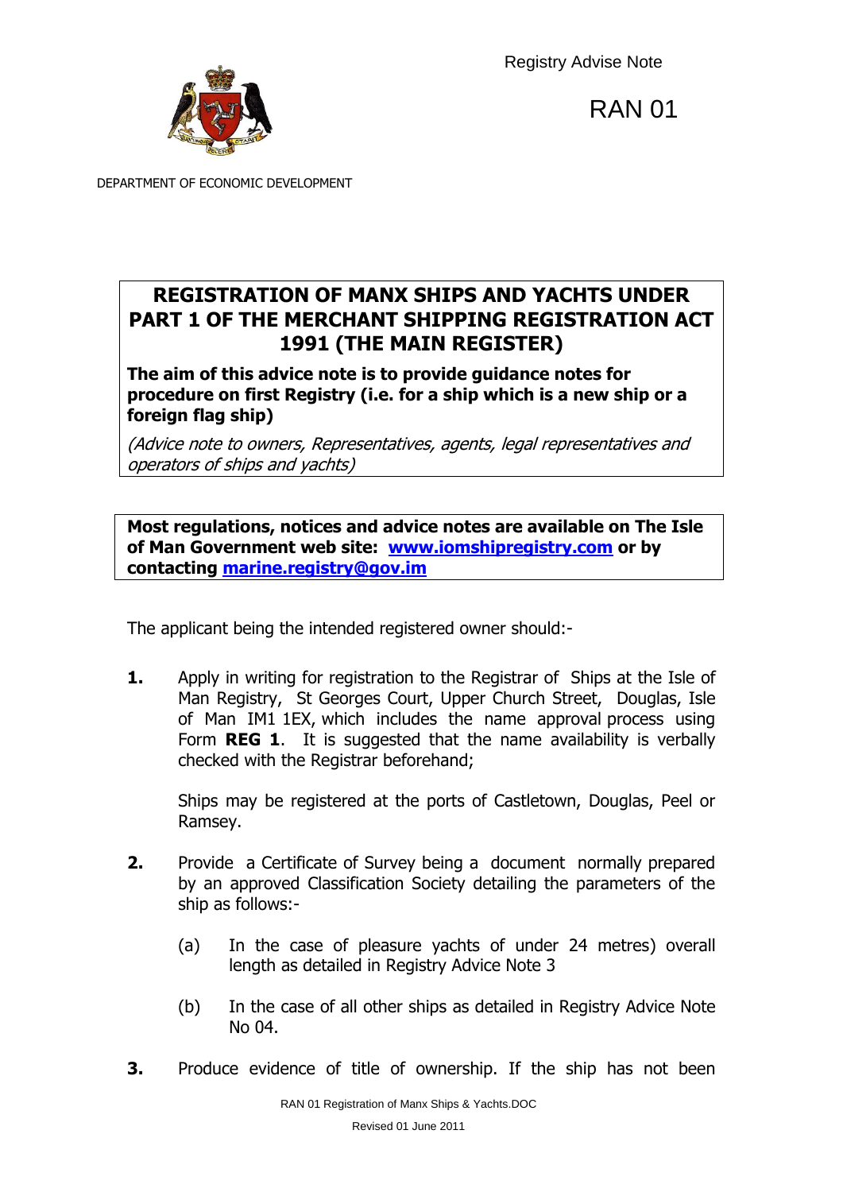Registry Advise Note

RAN 01

DEPARTMENT OF ECONOMIC DEVELOPMENT

# REGISTRATION OF MANX SHIPS AND YACHTS UNDER PART 1 OF THE MERCHANT SHIPPING REGISTRATION ACT 1991 (THE MAIN REGISTER)

**The aim of this advice note is to provide guidance notes for procedure on first Registry (i.e. for a ship which is a new ship or a foreign flag ship)**

*(Advice note to owners, Representatives, agents, legal representatives and operators of ships and yachts)*

**Most regulations, notices and advice notes are available on The Isle of Man Government web site: [www.iomshipregistry.com](http://www.iomshipregistry.com) or by contacting [marine.registry@gov.im](mailto:marine.registry@gov.im)**

The applicant being the intended registered owner should:-

**1.** Apply in writing for registration to the Registrar of Ships at the Isle of Man Registry, St Georges Court, Upper Church Street, Douglas, Isle of Man IM1 1EX, which includes the name approval process using Form **REG 1**. It is suggested that the name availability is verbally checked with the Registrar beforehand;

Ships may be registered at the ports of Castletown, Douglas, Peel or Ramsey.

**2.** Provide a Certificate of Survey being a document normally prepared by an approved Classification Society detailing the parameters of the ship as follows:-

(a) In the case of pleasure yachts of under 24 metres) overall length as detailed in Registry Advice Note 3

(b) In the case of all other ships as detailed in Registry Advice Note No 04.

**3.** Produce evidence of title of ownership. If the ship has not been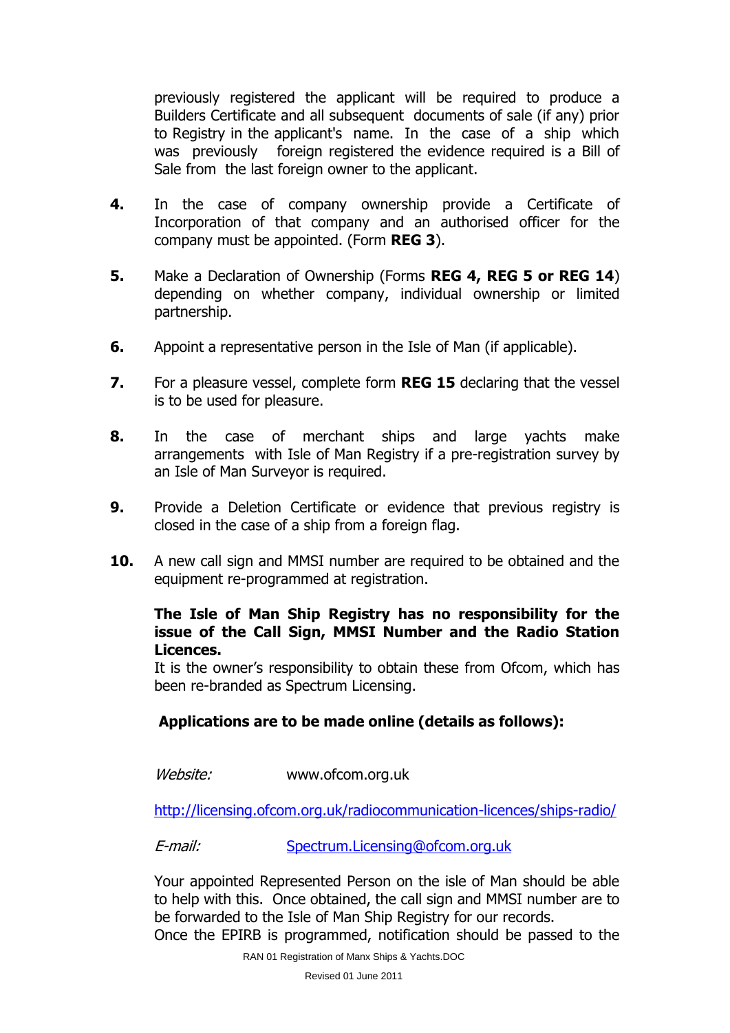previously registered the applicant will be required to produce a Builders Certificate and all subsequent documents of sale (if any) prior to Registry in the applicant's name. In the case of a ship which was previously foreign registered the evidence required is a Bill of Sale from the last foreign owner to the applicant.

**4.** In the case of company ownership provide a Certificate of Incorporation of that company and an authorised officer for the company must be appointed. (Form **REG 3**).

**5.** Make a Declaration of Ownership (Forms **REG 4, REG 5 or REG 14**) depending on whether company, individual ownership or limited partnership.

**6.** Appoint a representative person in the Isle of Man (if applicable).

**7.** For a pleasure vessel, complete form **REG 15** declaring that the vessel is to be used for pleasure.

**8.** In the case of merchant ships and large yachts make arrangements with Isle of Man Registry if a pre-registration survey by an Isle of Man Surveyor is required.

**9.** Provide a Deletion Certificate or evidence that previous registry is closed in the case of a ship from a foreign flag.

**10.** A new call sign and MMSI number are required to be obtained and the equipment re-programmed at registration.

**The Isle of Man Ship Registry has no responsibility for the issue of the Call Sign, MMSI Number and the Radio Station Licences.**
It is the owner's responsibility to obtain these from Ofcom, which has been re-branded as Spectrum Licensing.

**Applications are to be made online (details as follows):**

*Website:* www.ofcom.org.uk

http://licensing.ofcom.org.uk/radiocommunication-licences/ships-radio/

*E-mail:* Spectrum.Licensing@ofcom.org.uk

Your appointed Represented Person on the isle of Man should be able to help with this. Once obtained, the call sign and MMSI number are to be forwarded to the Isle of Man Ship Registry for our records.
Once the EPIRB is programmed, notification should be passed to the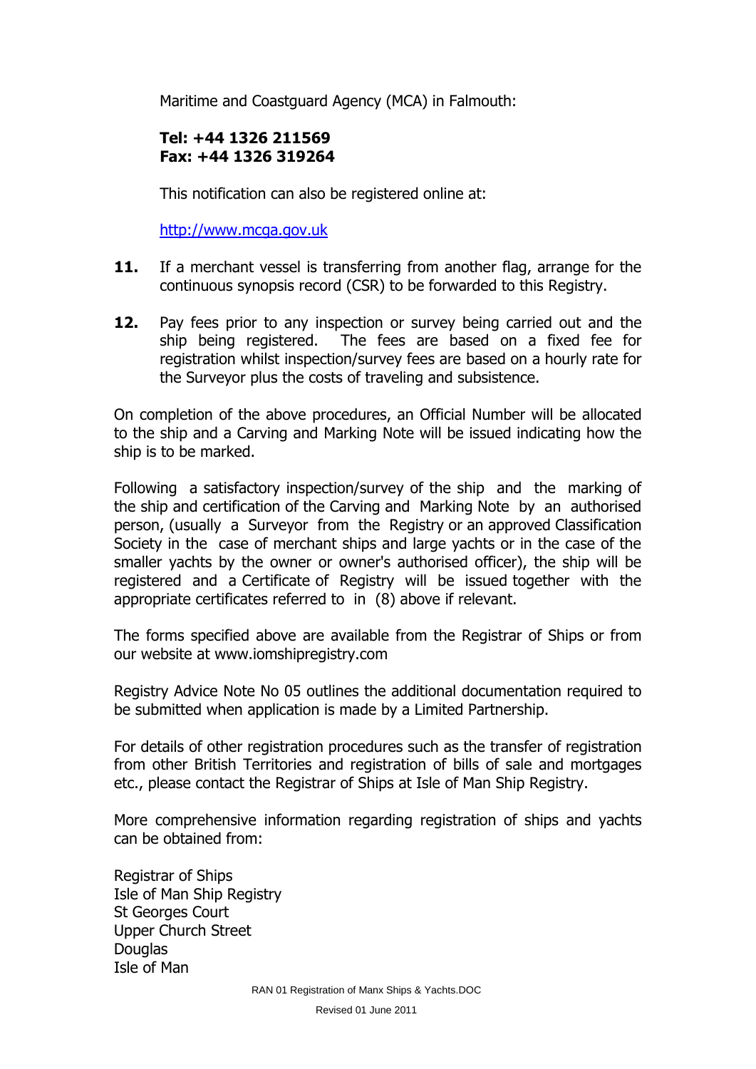Maritime and Coastguard Agency (MCA) in Falmouth:

**Tel: +44 1326 211569**
**Fax: +44 1326 319264**

This notification can also be registered online at:

http://www.mcga.gov.uk

**11.** If a merchant vessel is transferring from another flag, arrange for the continuous synopsis record (CSR) to be forwarded to this Registry.

**12.** Pay fees prior to any inspection or survey being carried out and the ship being registered. The fees are based on a fixed fee for registration whilst inspection/survey fees are based on a hourly rate for the Surveyor plus the costs of traveling and subsistence.

On completion of the above procedures, an Official Number will be allocated to the ship and a Carving and Marking Note will be issued indicating how the ship is to be marked.

Following a satisfactory inspection/survey of the ship and the marking of the ship and certification of the Carving and Marking Note by an authorised person, (usually a Surveyor from the Registry or an approved Classification Society in the case of merchant ships and large yachts or in the case of the smaller yachts by the owner or owner's authorised officer), the ship will be registered and a Certificate of Registry will be issued together with the appropriate certificates referred to in (8) above if relevant.

The forms specified above are available from the Registrar of Ships or from our website at www.iomshipregistry.com

Registry Advice Note No 05 outlines the additional documentation required to be submitted when application is made by a Limited Partnership.

For details of other registration procedures such as the transfer of registration from other British Territories and registration of bills of sale and mortgages etc., please contact the Registrar of Ships at Isle of Man Ship Registry.

More comprehensive information regarding registration of ships and yachts can be obtained from:

Registrar of Ships
Isle of Man Ship Registry
St Georges Court
Upper Church Street
Douglas
Isle of Man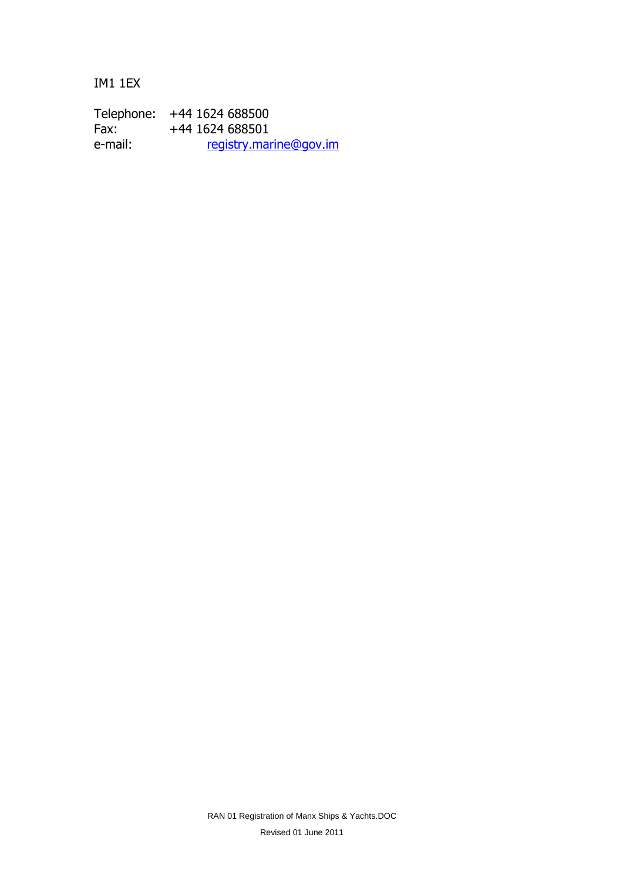IM1 1EX

Telephone: +44 1624 688500
Fax: +44 1624 688501
e-mail: registry.marine@gov.im